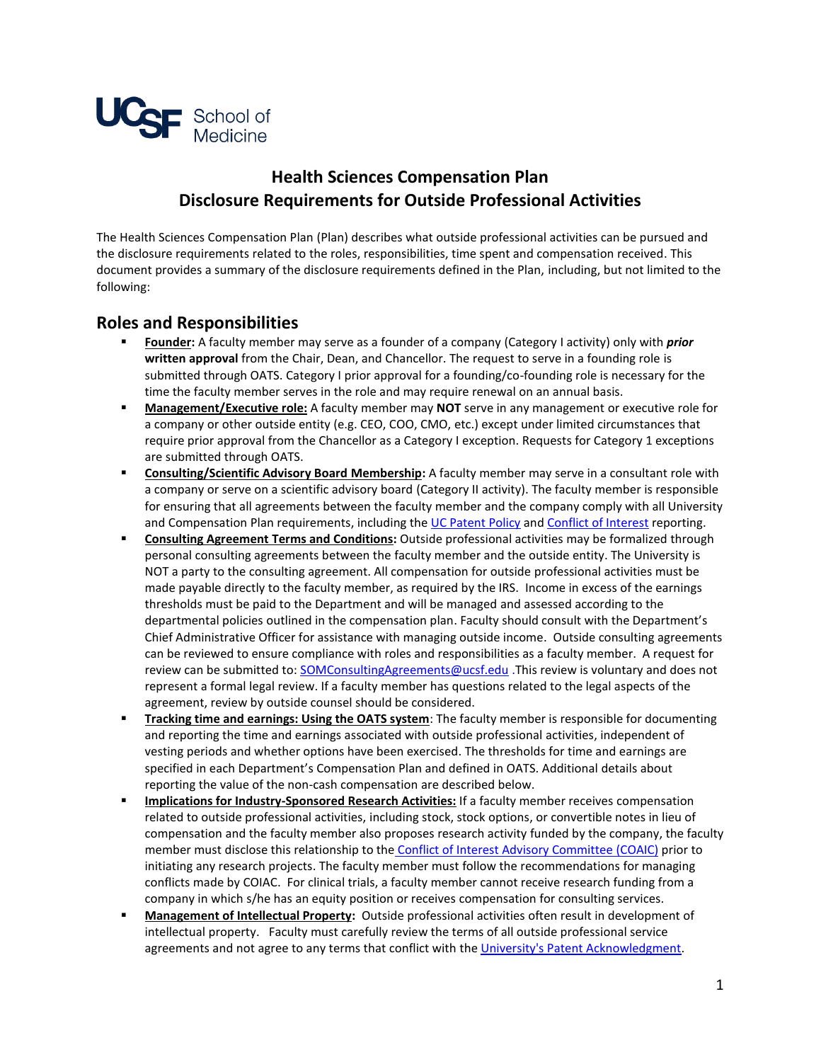UCSF School of Medicine

# Health Sciences Compensation Plan
# Disclosure Requirements for Outside Professional Activities

The Health Sciences Compensation Plan (Plan) describes what outside professional activities can be pursued and the disclosure requirements related to the roles, responsibilities, time spent and compensation received. This document provides a summary of the disclosure requirements defined in the Plan, including, but not limited to the following:

## Roles and Responsibilities

- **Founder:** A faculty member may serve as a founder of a company (Category I activity) only with ***prior* written approval** from the Chair, Dean, and Chancellor. The request to serve in a founding role is submitted through OATS. Category I prior approval for a founding/co-founding role is necessary for the time the faculty member serves in the role and may require renewal on an annual basis.
- **Management/Executive role:** A faculty member may **NOT** serve in any management or executive role for a company or other outside entity (e.g. CEO, COO, CMO, etc.) except under limited circumstances that require prior approval from the Chancellor as a Category I exception. Requests for Category 1 exceptions are submitted through OATS.
- **Consulting/Scientific Advisory Board Membership:** A faculty member may serve in a consultant role with a company or serve on a scientific advisory board (Category II activity). The faculty member is responsible for ensuring that all agreements between the faculty member and the company comply with all University and Compensation Plan requirements, including the UC Patent Policy and Conflict of Interest reporting.
- **Consulting Agreement Terms and Conditions:** Outside professional activities may be formalized through personal consulting agreements between the faculty member and the outside entity. The University is NOT a party to the consulting agreement. All compensation for outside professional activities must be made payable directly to the faculty member, as required by the IRS. Income in excess of the earnings thresholds must be paid to the Department and will be managed and assessed according to the departmental policies outlined in the compensation plan. Faculty should consult with the Department's Chief Administrative Officer for assistance with managing outside income. Outside consulting agreements can be reviewed to ensure compliance with roles and responsibilities as a faculty member. A request for review can be submitted to: SOMConsultingAgreements@ucsf.edu .This review is voluntary and does not represent a formal legal review. If a faculty member has questions related to the legal aspects of the agreement, review by outside counsel should be considered.
- **Tracking time and earnings: Using the OATS system**: The faculty member is responsible for documenting and reporting the time and earnings associated with outside professional activities, independent of vesting periods and whether options have been exercised. The thresholds for time and earnings are specified in each Department's Compensation Plan and defined in OATS. Additional details about reporting the value of the non-cash compensation are described below.
- **Implications for Industry-Sponsored Research Activities:** If a faculty member receives compensation related to outside professional activities, including stock, stock options, or convertible notes in lieu of compensation and the faculty member also proposes research activity funded by the company, the faculty member must disclose this relationship to the Conflict of Interest Advisory Committee (COAIC) prior to initiating any research projects. The faculty member must follow the recommendations for managing conflicts made by COIAC. For clinical trials, a faculty member cannot receive research funding from a company in which s/he has an equity position or receives compensation for consulting services.
- **Management of Intellectual Property**: Outside professional activities often result in development of intellectual property. Faculty must carefully review the terms of all outside professional service agreements and not agree to any terms that conflict with the University's Patent Acknowledgment.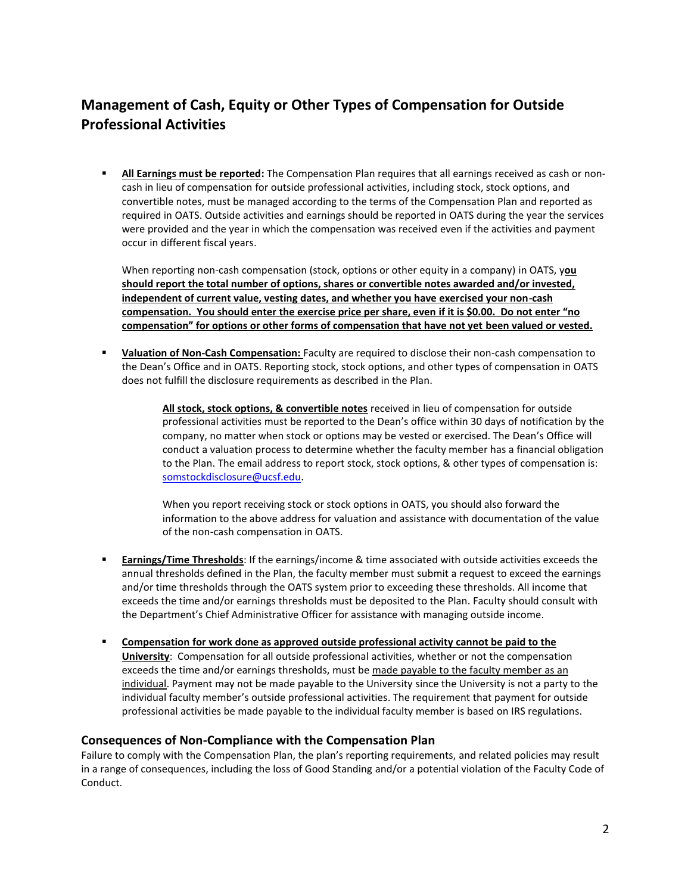# Management of Cash, Equity or Other Types of Compensation for Outside Professional Activities

- **<u>All Earnings must be reported</u>:** The Compensation Plan requires that all earnings received as cash or non-cash in lieu of compensation for outside professional activities, including stock, stock options, and convertible notes, must be managed according to the terms of the Compensation Plan and reported as required in OATS. Outside activities and earnings should be reported in OATS during the year the services were provided and the year in which the compensation was received even if the activities and payment occur in different fiscal years.

  When reporting non-cash compensation (stock, options or other equity in a company) in OATS, y**<u>ou should report the total number of options, shares or convertible notes awarded and/or invested, independent of current value, vesting dates, and whether you have exercised your non-cash compensation. You should enter the exercise price per share, even if it is $0.00. Do not enter "no compensation" for options or other forms of compensation that have not yet been valued or vested.</u>**

- **<u>Valuation of Non-Cash Compensation:</u>** Faculty are required to disclose their non-cash compensation to the Dean's Office and in OATS. Reporting stock, stock options, and other types of compensation in OATS does not fulfill the disclosure requirements as described in the Plan.

  > **<u>All stock, stock options, & convertible notes</u>** received in lieu of compensation for outside professional activities must be reported to the Dean's office within 30 days of notification by the company, no matter when stock or options may be vested or exercised. The Dean's Office will conduct a valuation process to determine whether the faculty member has a financial obligation to the Plan. The email address to report stock, stock options, & other types of compensation is: somstockdisclosure@ucsf.edu.
  >
  > When you report receiving stock or stock options in OATS, you should also forward the information to the above address for valuation and assistance with documentation of the value of the non-cash compensation in OATS.

- **<u>Earnings/Time Thresholds</u>**: If the earnings/income & time associated with outside activities exceeds the annual thresholds defined in the Plan, the faculty member must submit a request to exceed the earnings and/or time thresholds through the OATS system prior to exceeding these thresholds. All income that exceeds the time and/or earnings thresholds must be deposited to the Plan. Faculty should consult with the Department's Chief Administrative Officer for assistance with managing outside income.

- **<u>Compensation for work done as approved outside professional activity cannot be paid to the University</u>**: Compensation for all outside professional activities, whether or not the compensation exceeds the time and/or earnings thresholds, must be <u>made payable to the faculty member as an individual</u>. Payment may not be made payable to the University since the University is not a party to the individual faculty member's outside professional activities. The requirement that payment for outside professional activities be made payable to the individual faculty member is based on IRS regulations.

## Consequences of Non-Compliance with the Compensation Plan

Failure to comply with the Compensation Plan, the plan's reporting requirements, and related policies may result in a range of consequences, including the loss of Good Standing and/or a potential violation of the Faculty Code of Conduct.